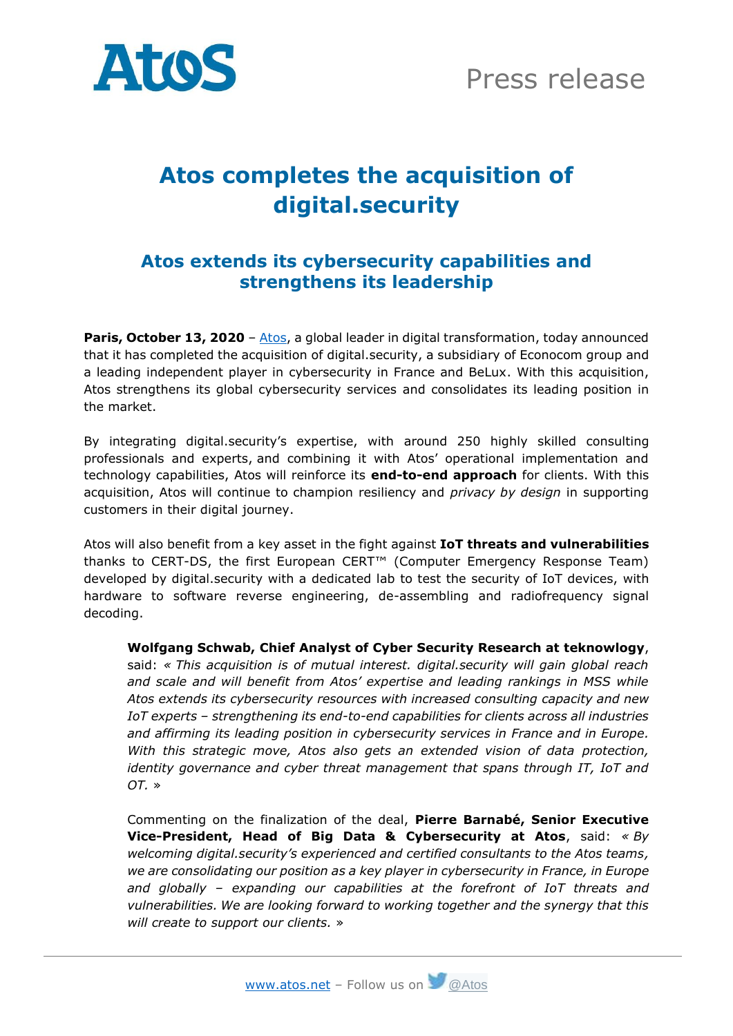Press release

# Atos completes the acquisition of digital.security

## Atos extends its cybersecurity capabilities and strengthens its leadership

**Paris, October 13, 2020** – Atos, a global leader in digital transformation, today announced that it has completed the acquisition of digital.security, a subsidiary of Econocom group and a leading independent player in cybersecurity in France and BeLux. With this acquisition, Atos strengthens its global cybersecurity services and consolidates its leading position in the market.

By integrating digital.security's expertise, with around 250 highly skilled consulting professionals and experts, and combining it with Atos' operational implementation and technology capabilities, Atos will reinforce its **end-to-end approach** for clients. With this acquisition, Atos will continue to champion resiliency and *privacy by design* in supporting customers in their digital journey.

Atos will also benefit from a key asset in the fight against **IoT threats and vulnerabilities** thanks to CERT-DS, the first European CERT™ (Computer Emergency Response Team) developed by digital.security with a dedicated lab to test the security of IoT devices, with hardware to software reverse engineering, de-assembling and radiofrequency signal decoding.

> **Wolfgang Schwab, Chief Analyst of Cyber Security Research at teknowlogy**, said: *« This acquisition is of mutual interest. digital.security will gain global reach and scale and will benefit from Atos' expertise and leading rankings in MSS while Atos extends its cybersecurity resources with increased consulting capacity and new IoT experts – strengthening its end-to-end capabilities for clients across all industries and affirming its leading position in cybersecurity services in France and in Europe. With this strategic move, Atos also gets an extended vision of data protection, identity governance and cyber threat management that spans through IT, IoT and OT. »*
>
> Commenting on the finalization of the deal, **Pierre Barnabé, Senior Executive Vice-President, Head of Big Data & Cybersecurity at Atos**, said: *« By welcoming digital.security's experienced and certified consultants to the Atos teams, we are consolidating our position as a key player in cybersecurity in France, in Europe and globally – expanding our capabilities at the forefront of IoT threats and vulnerabilities. We are looking forward to working together and the synergy that this will create to support our clients. »*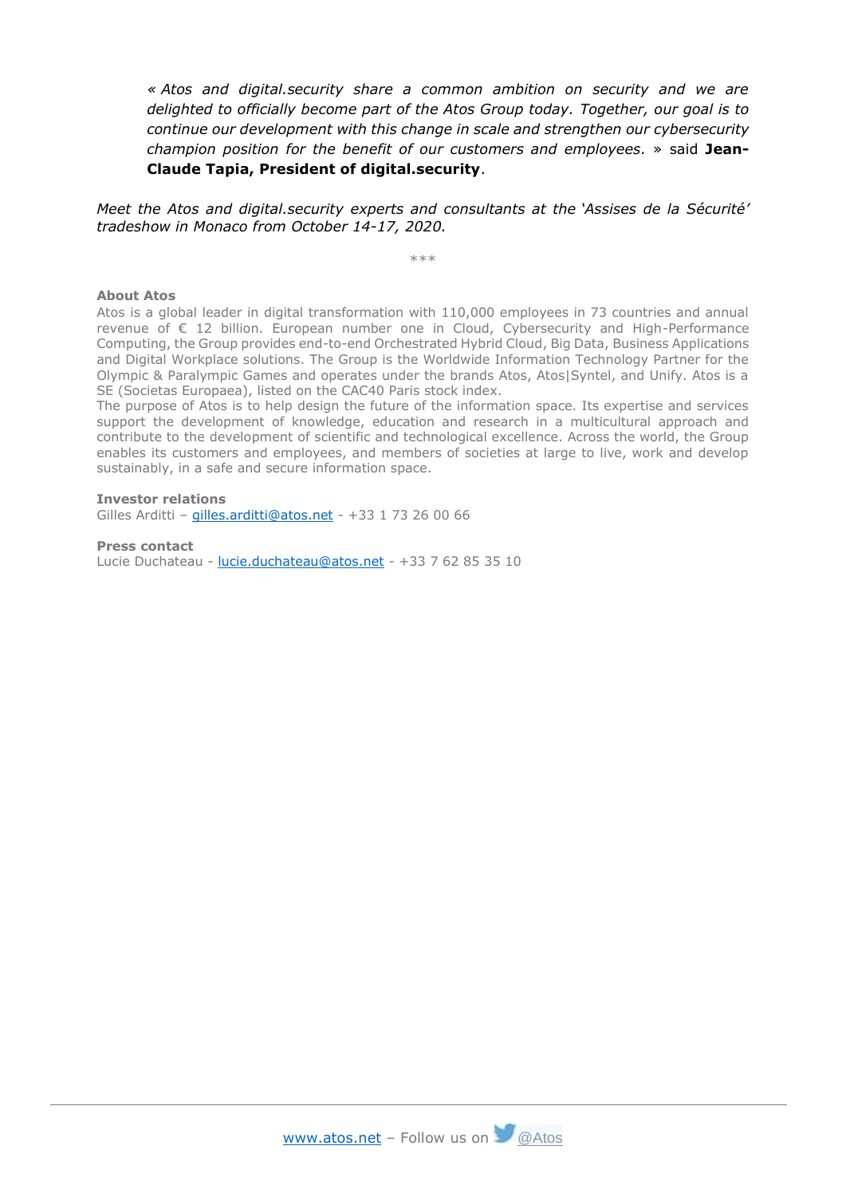*« Atos and digital.security share a common ambition on security and we are delighted to officially become part of the Atos Group today. Together, our goal is to continue our development with this change in scale and strengthen our cybersecurity champion position for the benefit of our customers and employees.* » said **Jean-Claude Tapia, President of digital.security**.

*Meet the Atos and digital.security experts and consultants at the 'Assises de la Sécurité' tradeshow in Monaco from October 14-17, 2020.*

***

**About Atos**

Atos is a global leader in digital transformation with 110,000 employees in 73 countries and annual revenue of € 12 billion. European number one in Cloud, Cybersecurity and High-Performance Computing, the Group provides end-to-end Orchestrated Hybrid Cloud, Big Data, Business Applications and Digital Workplace solutions. The Group is the Worldwide Information Technology Partner for the Olympic & Paralympic Games and operates under the brands Atos, Atos|Syntel, and Unify. Atos is a SE (Societas Europaea), listed on the CAC40 Paris stock index.

The purpose of Atos is to help design the future of the information space. Its expertise and services support the development of knowledge, education and research in a multicultural approach and contribute to the development of scientific and technological excellence. Across the world, the Group enables its customers and employees, and members of societies at large to live, work and develop sustainably, in a safe and secure information space.

**Investor relations**

Gilles Arditti – gilles.arditti@atos.net - +33 1 73 26 00 66

**Press contact**

Lucie Duchateau - lucie.duchateau@atos.net - +33 7 62 85 35 10